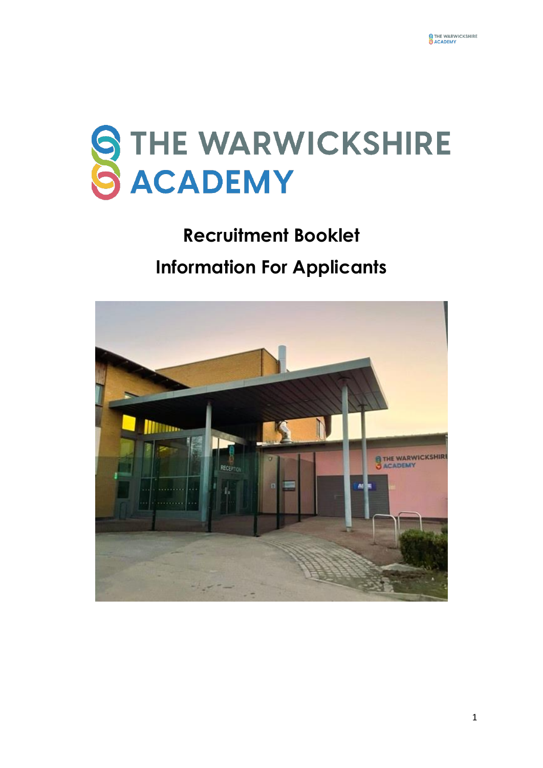# THE WARWICKSHIRE ACADEMY

## Recruitment Booklet

## Information For Applicants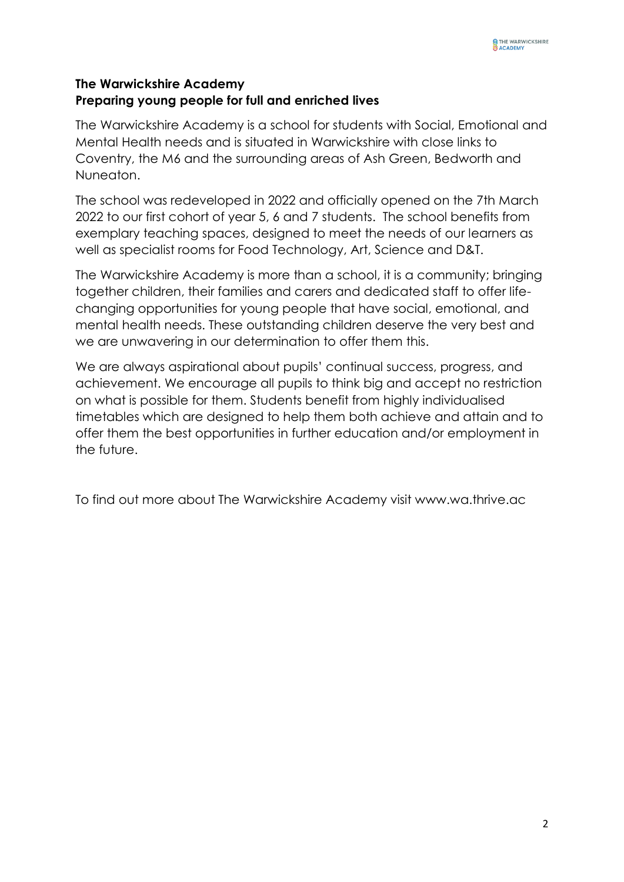**The Warwickshire Academy**
**Preparing young people for full and enriched lives**

The Warwickshire Academy is a school for students with Social, Emotional and Mental Health needs and is situated in Warwickshire with close links to Coventry, the M6 and the surrounding areas of Ash Green, Bedworth and Nuneaton.

The school was redeveloped in 2022 and officially opened on the 7th March 2022 to our first cohort of year 5, 6 and 7 students. The school benefits from exemplary teaching spaces, designed to meet the needs of our learners as well as specialist rooms for Food Technology, Art, Science and D&T.

The Warwickshire Academy is more than a school, it is a community; bringing together children, their families and carers and dedicated staff to offer life-changing opportunities for young people that have social, emotional, and mental health needs. These outstanding children deserve the very best and we are unwavering in our determination to offer them this.

We are always aspirational about pupils' continual success, progress, and achievement. We encourage all pupils to think big and accept no restriction on what is possible for them. Students benefit from highly individualised timetables which are designed to help them both achieve and attain and to offer them the best opportunities in further education and/or employment in the future.

To find out more about The Warwickshire Academy visit www.wa.thrive.ac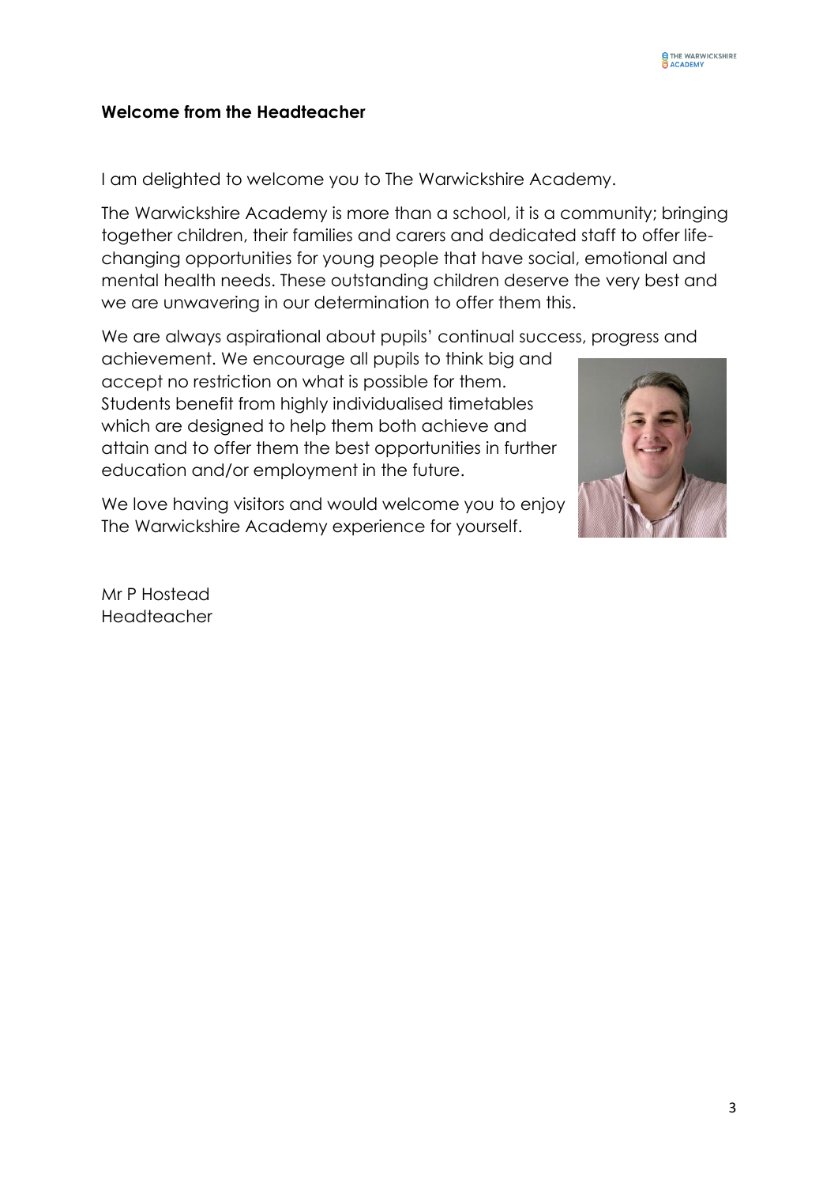## Welcome from the Headteacher

I am delighted to welcome you to The Warwickshire Academy.

The Warwickshire Academy is more than a school, it is a community; bringing together children, their families and carers and dedicated staff to offer life-changing opportunities for young people that have social, emotional and mental health needs. These outstanding children deserve the very best and we are unwavering in our determination to offer them this.

We are always aspirational about pupils' continual success, progress and achievement. We encourage all pupils to think big and accept no restriction on what is possible for them. Students benefit from highly individualised timetables which are designed to help them both achieve and attain and to offer them the best opportunities in further education and/or employment in the future.

We love having visitors and would welcome you to enjoy The Warwickshire Academy experience for yourself.

Mr P Hostead
Headteacher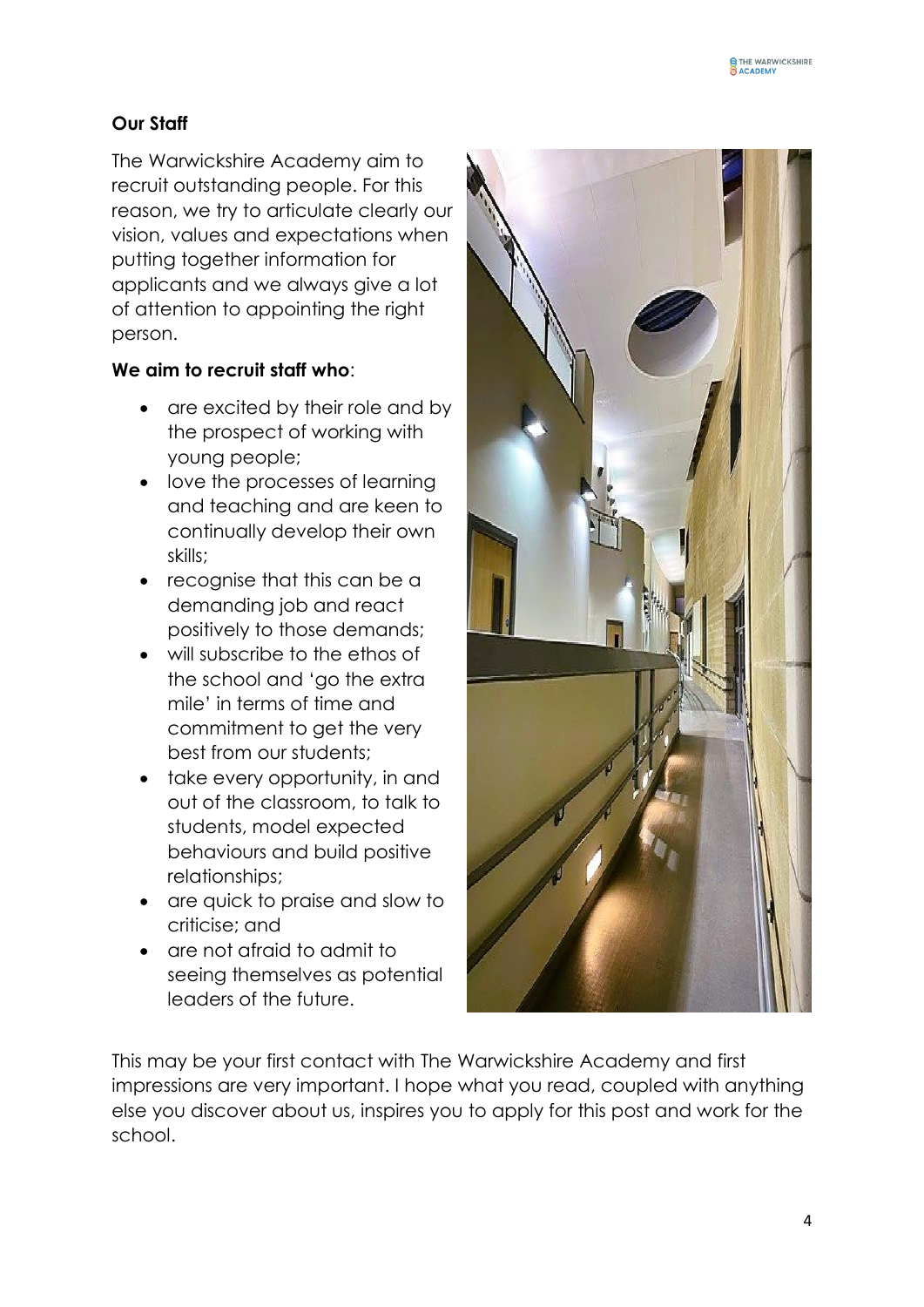## Our Staff

The Warwickshire Academy aim to recruit outstanding people. For this reason, we try to articulate clearly our vision, values and expectations when putting together information for applicants and we always give a lot of attention to appointing the right person.

**We aim to recruit staff who**:

- are excited by their role and by the prospect of working with young people;
- love the processes of learning and teaching and are keen to continually develop their own skills;
- recognise that this can be a demanding job and react positively to those demands;
- will subscribe to the ethos of the school and 'go the extra mile' in terms of time and commitment to get the very best from our students;
- take every opportunity, in and out of the classroom, to talk to students, model expected behaviours and build positive relationships;
- are quick to praise and slow to criticise; and
- are not afraid to admit to seeing themselves as potential leaders of the future.

This may be your first contact with The Warwickshire Academy and first impressions are very important. I hope what you read, coupled with anything else you discover about us, inspires you to apply for this post and work for the school.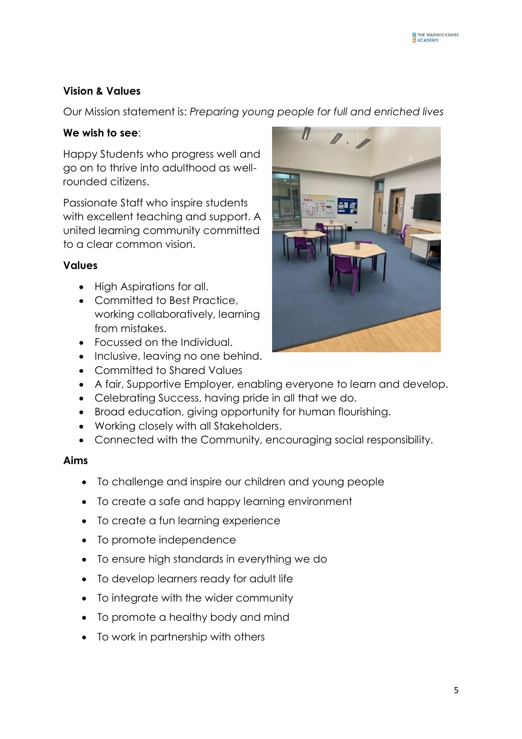**Vision & Values**

Our Mission statement is: *Preparing young people for full and enriched lives*

**We wish to see**:

Happy Students who progress well and go on to thrive into adulthood as well-rounded citizens.

Passionate Staff who inspire students with excellent teaching and support. A united learning community committed to a clear common vision.

**Values**

- High Aspirations for all.
- Committed to Best Practice, working collaboratively, learning from mistakes.
- Focussed on the Individual.
- Inclusive, leaving no one behind.
- Committed to Shared Values
- A fair, Supportive Employer, enabling everyone to learn and develop.
- Celebrating Success, having pride in all that we do.
- Broad education, giving opportunity for human flourishing.
- Working closely with all Stakeholders.
- Connected with the Community, encouraging social responsibility.

**Aims**

- To challenge and inspire our children and young people
- To create a safe and happy learning environment
- To create a fun learning experience
- To promote independence
- To ensure high standards in everything we do
- To develop learners ready for adult life
- To integrate with the wider community
- To promote a healthy body and mind
- To work in partnership with others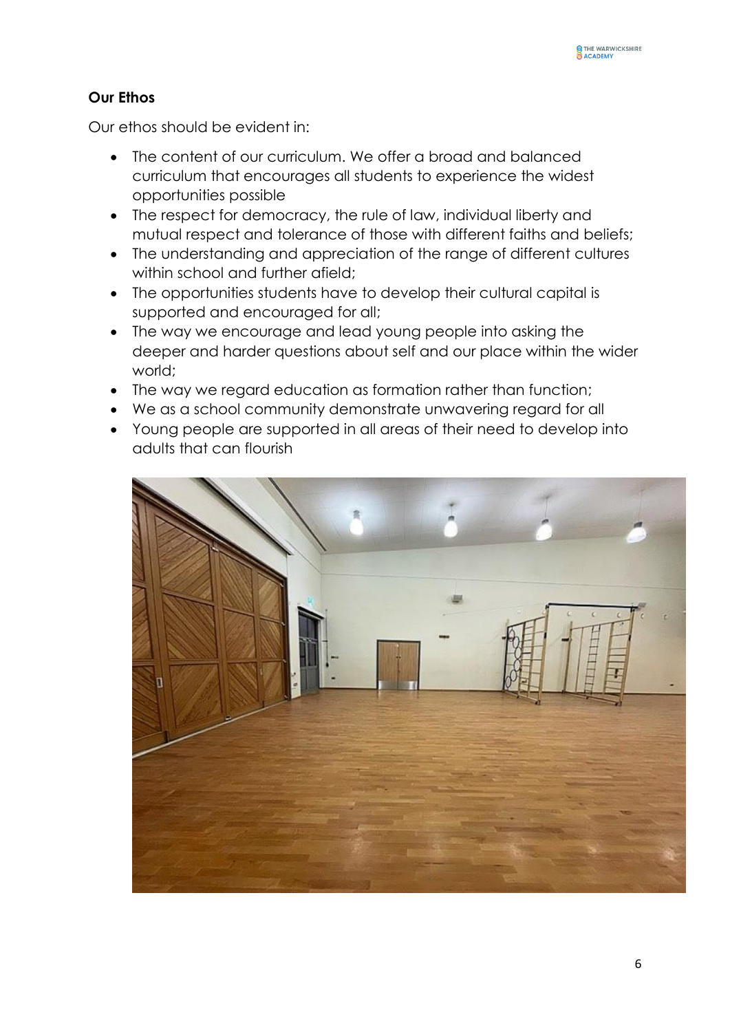**Our Ethos**

Our ethos should be evident in:

- The content of our curriculum. We offer a broad and balanced curriculum that encourages all students to experience the widest opportunities possible
- The respect for democracy, the rule of law, individual liberty and mutual respect and tolerance of those with different faiths and beliefs;
- The understanding and appreciation of the range of different cultures within school and further afield;
- The opportunities students have to develop their cultural capital is supported and encouraged for all;
- The way we encourage and lead young people into asking the deeper and harder questions about self and our place within the wider world;
- The way we regard education as formation rather than function;
- We as a school community demonstrate unwavering regard for all
- Young people are supported in all areas of their need to develop into adults that can flourish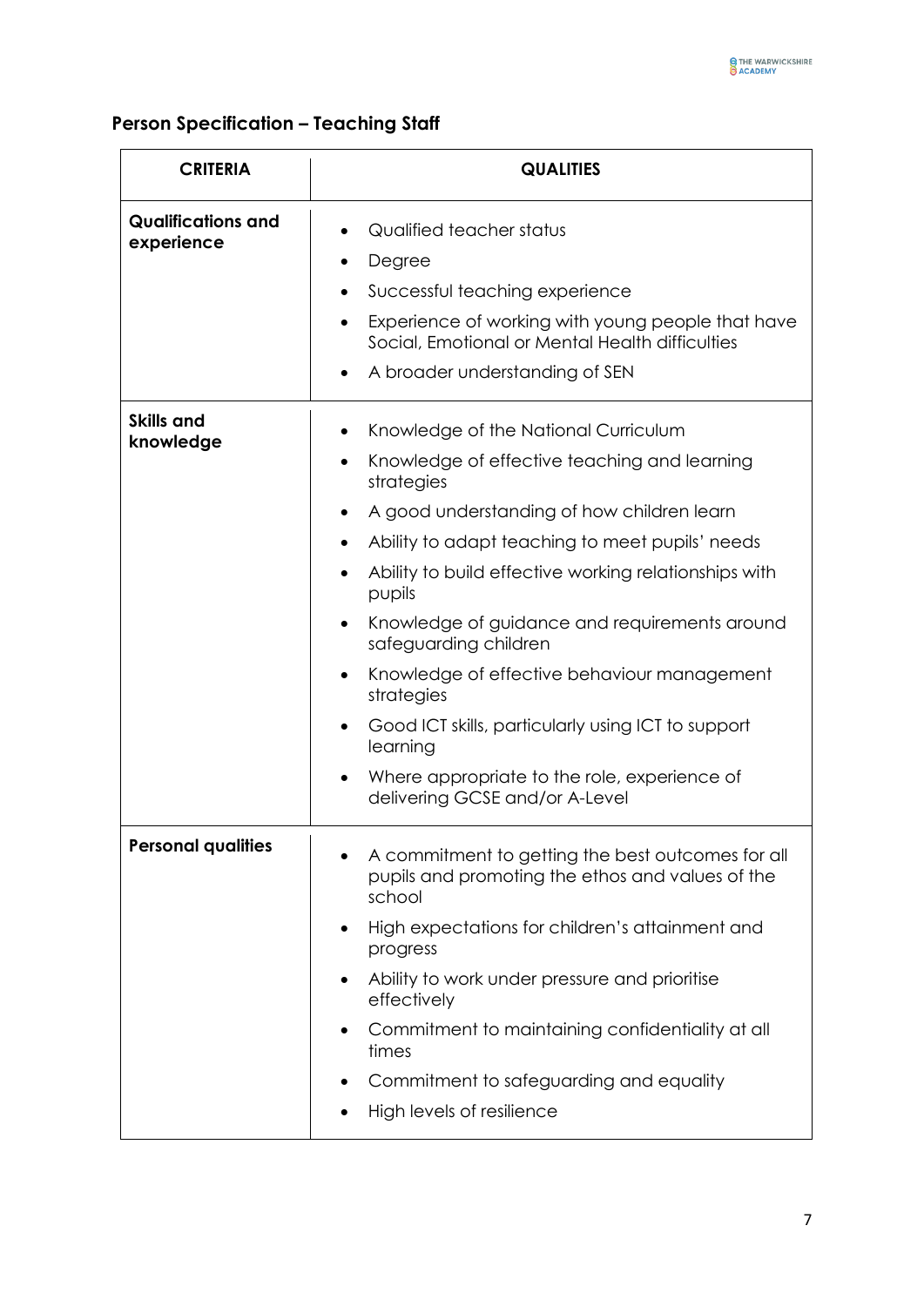## Person Specification – Teaching Staff

| CRITERIA | QUALITIES |
|---|---|
| **Qualifications and experience** | • Qualified teacher status<br>• Degree<br>• Successful teaching experience<br>• Experience of working with young people that have Social, Emotional or Mental Health difficulties<br>• A broader understanding of SEN |
| **Skills and knowledge** | • Knowledge of the National Curriculum<br>• Knowledge of effective teaching and learning strategies<br>• A good understanding of how children learn<br>• Ability to adapt teaching to meet pupils' needs<br>• Ability to build effective working relationships with pupils<br>• Knowledge of guidance and requirements around safeguarding children<br>• Knowledge of effective behaviour management strategies<br>• Good ICT skills, particularly using ICT to support learning<br>• Where appropriate to the role, experience of delivering GCSE and/or A-Level |
| **Personal qualities** | • A commitment to getting the best outcomes for all pupils and promoting the ethos and values of the school<br>• High expectations for children's attainment and progress<br>• Ability to work under pressure and prioritise effectively<br>• Commitment to maintaining confidentiality at all times<br>• Commitment to safeguarding and equality<br>• High levels of resilience |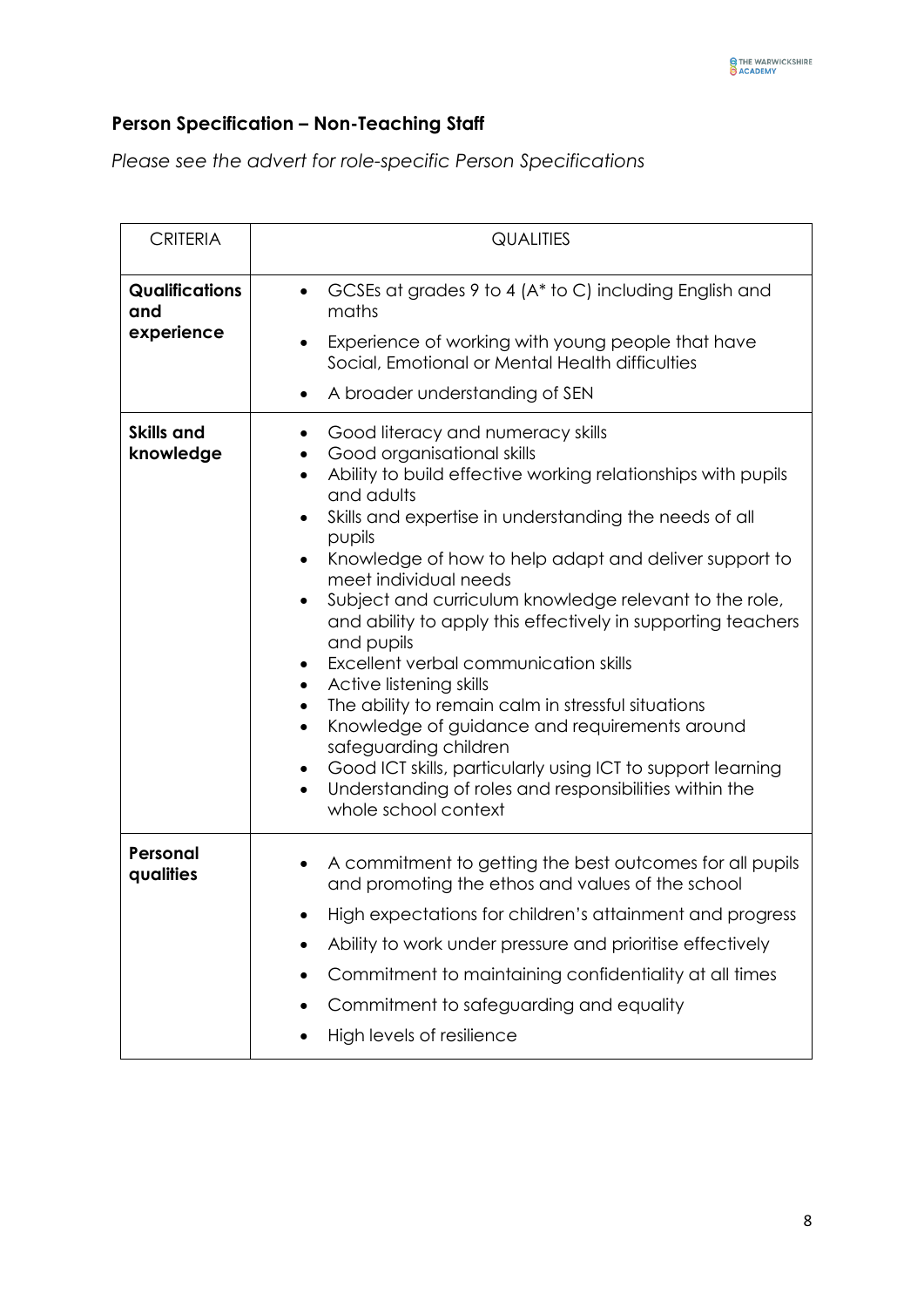## Person Specification – Non-Teaching Staff

*Please see the advert for role-specific Person Specifications*

| CRITERIA | QUALITIES |
|---|---|
| **Qualifications and experience** | • GCSEs at grades 9 to 4 (A* to C) including English and maths<br>• Experience of working with young people that have Social, Emotional or Mental Health difficulties<br>• A broader understanding of SEN |
| **Skills and knowledge** | • Good literacy and numeracy skills<br>• Good organisational skills<br>• Ability to build effective working relationships with pupils and adults<br>• Skills and expertise in understanding the needs of all pupils<br>• Knowledge of how to help adapt and deliver support to meet individual needs<br>• Subject and curriculum knowledge relevant to the role, and ability to apply this effectively in supporting teachers and pupils<br>• Excellent verbal communication skills<br>• Active listening skills<br>• The ability to remain calm in stressful situations<br>• Knowledge of guidance and requirements around safeguarding children<br>• Good ICT skills, particularly using ICT to support learning<br>• Understanding of roles and responsibilities within the whole school context |
| **Personal qualities** | • A commitment to getting the best outcomes for all pupils and promoting the ethos and values of the school<br>• High expectations for children's attainment and progress<br>• Ability to work under pressure and prioritise effectively<br>• Commitment to maintaining confidentiality at all times<br>• Commitment to safeguarding and equality<br>• High levels of resilience |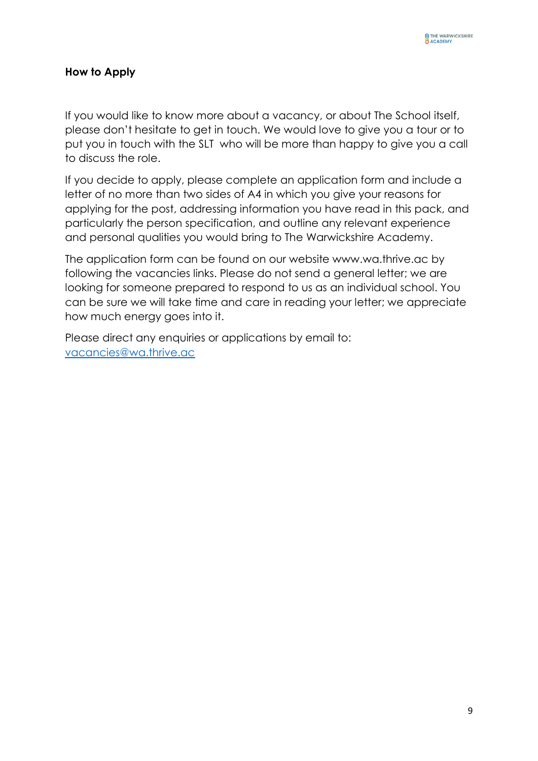**How to Apply**

If you would like to know more about a vacancy, or about The School itself, please don't hesitate to get in touch. We would love to give you a tour or to put you in touch with the SLT who will be more than happy to give you a call to discuss the role.

If you decide to apply, please complete an application form and include a letter of no more than two sides of A4 in which you give your reasons for applying for the post, addressing information you have read in this pack, and particularly the person specification, and outline any relevant experience and personal qualities you would bring to The Warwickshire Academy.

The application form can be found on our website www.wa.thrive.ac by following the vacancies links. Please do not send a general letter; we are looking for someone prepared to respond to us as an individual school. You can be sure we will take time and care in reading your letter; we appreciate how much energy goes into it.

Please direct any enquiries or applications by email to: [vacancies@wa.thrive.ac](mailto:vacancies@wa.thrive.ac)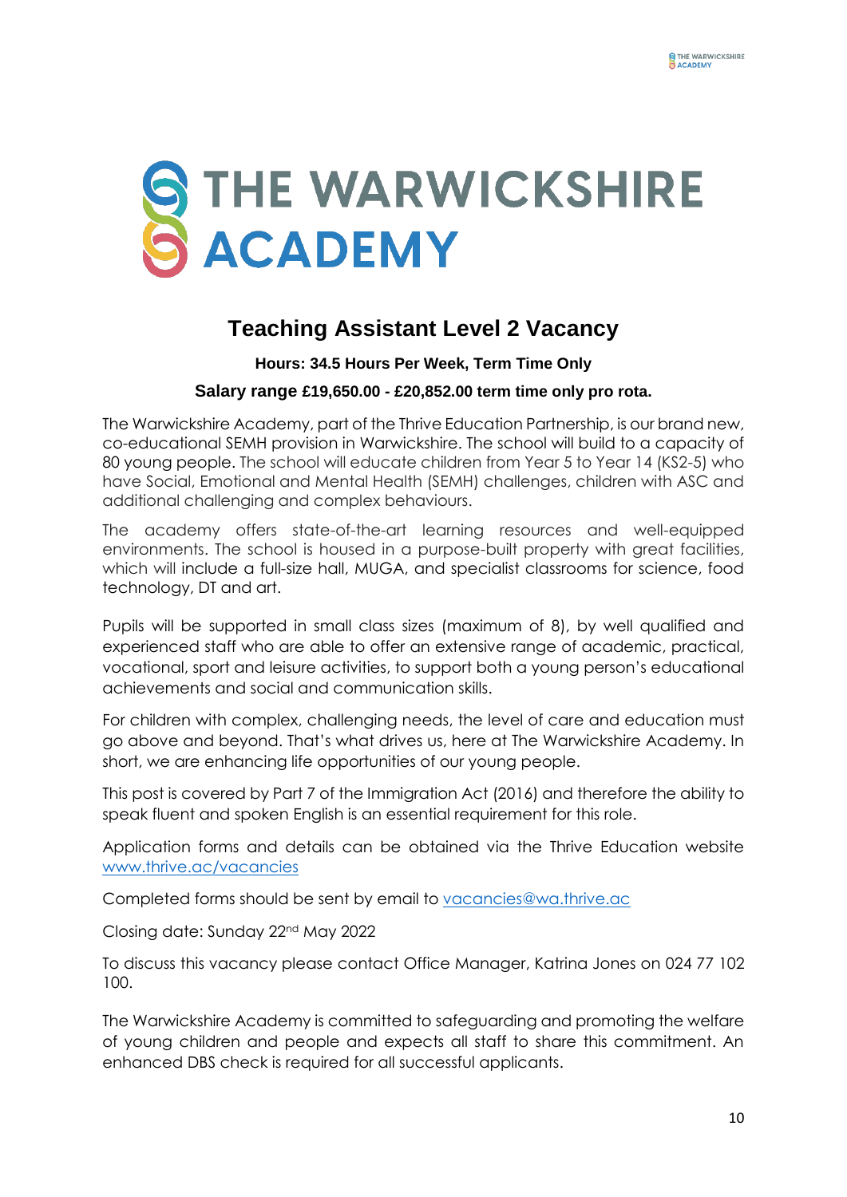# THE WARWICKSHIRE ACADEMY

## Teaching Assistant Level 2 Vacancy

**Hours: 34.5 Hours Per Week, Term Time Only**

**Salary range £19,650.00 - £20,852.00 term time only pro rota.**

The Warwickshire Academy, part of the Thrive Education Partnership, is our brand new, co-educational SEMH provision in Warwickshire. The school will build to a capacity of 80 young people. The school will educate children from Year 5 to Year 14 (KS2-5) who have Social, Emotional and Mental Health (SEMH) challenges, children with ASC and additional challenging and complex behaviours.

The academy offers state-of-the-art learning resources and well-equipped environments. The school is housed in a purpose-built property with great facilities, which will include a full-size hall, MUGA, and specialist classrooms for science, food technology, DT and art.

Pupils will be supported in small class sizes (maximum of 8), by well qualified and experienced staff who are able to offer an extensive range of academic, practical, vocational, sport and leisure activities, to support both a young person's educational achievements and social and communication skills.

For children with complex, challenging needs, the level of care and education must go above and beyond. That's what drives us, here at The Warwickshire Academy. In short, we are enhancing life opportunities of our young people.

This post is covered by Part 7 of the Immigration Act (2016) and therefore the ability to speak fluent and spoken English is an essential requirement for this role.

Application forms and details can be obtained via the Thrive Education website www.thrive.ac/vacancies

Completed forms should be sent by email to vacancies@wa.thrive.ac

Closing date: Sunday 22nd May 2022

To discuss this vacancy please contact Office Manager, Katrina Jones on 024 77 102 100.

The Warwickshire Academy is committed to safeguarding and promoting the welfare of young children and people and expects all staff to share this commitment. An enhanced DBS check is required for all successful applicants.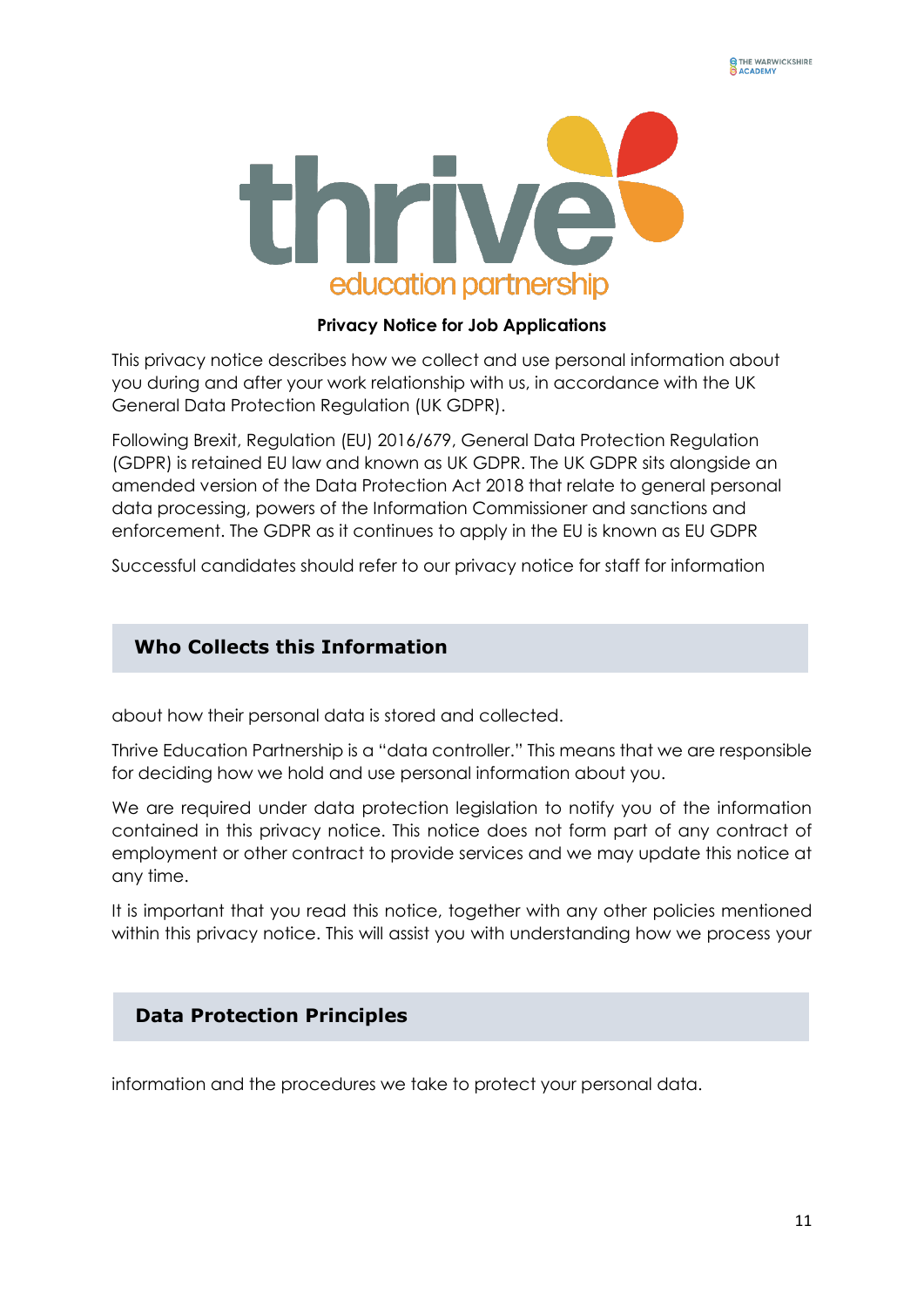**Privacy Notice for Job Applications**

This privacy notice describes how we collect and use personal information about you during and after your work relationship with us, in accordance with the UK General Data Protection Regulation (UK GDPR).

Following Brexit, Regulation (EU) 2016/679, General Data Protection Regulation (GDPR) is retained EU law and known as UK GDPR. The UK GDPR sits alongside an amended version of the Data Protection Act 2018 that relate to general personal data processing, powers of the Information Commissioner and sanctions and enforcement. The GDPR as it continues to apply in the EU is known as EU GDPR

Successful candidates should refer to our privacy notice for staff for information

## Who Collects this Information

about how their personal data is stored and collected.

Thrive Education Partnership is a "data controller." This means that we are responsible for deciding how we hold and use personal information about you.

We are required under data protection legislation to notify you of the information contained in this privacy notice. This notice does not form part of any contract of employment or other contract to provide services and we may update this notice at any time.

It is important that you read this notice, together with any other policies mentioned within this privacy notice. This will assist you with understanding how we process your

## Data Protection Principles

information and the procedures we take to protect your personal data.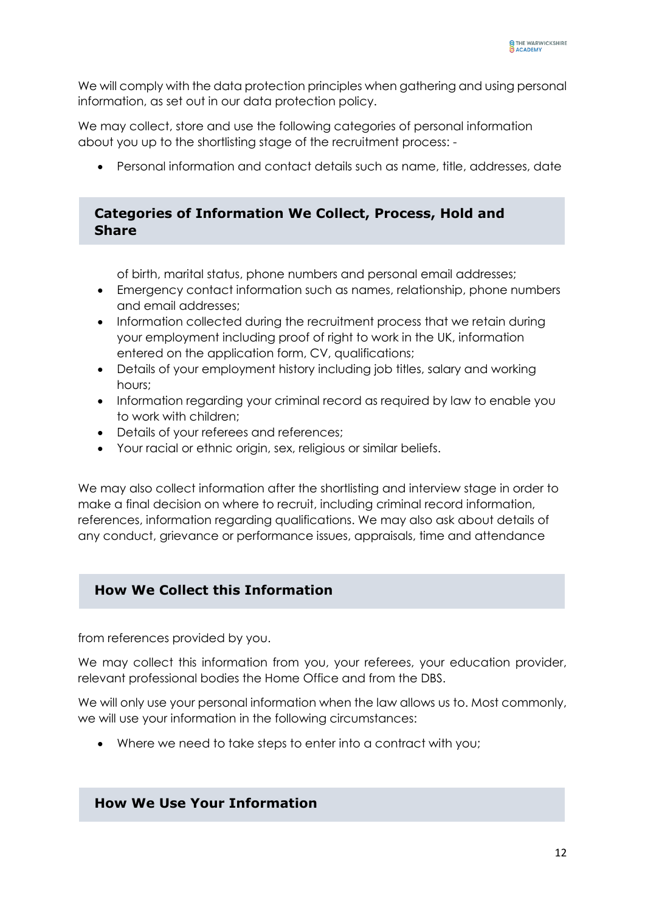We will comply with the data protection principles when gathering and using personal information, as set out in our data protection policy.

We may collect, store and use the following categories of personal information about you up to the shortlisting stage of the recruitment process: -

- Personal information and contact details such as name, title, addresses, date

## Categories of Information We Collect, Process, Hold and Share

  of birth, marital status, phone numbers and personal email addresses;
- Emergency contact information such as names, relationship, phone numbers and email addresses;
- Information collected during the recruitment process that we retain during your employment including proof of right to work in the UK, information entered on the application form, CV, qualifications;
- Details of your employment history including job titles, salary and working hours;
- Information regarding your criminal record as required by law to enable you to work with children;
- Details of your referees and references;
- Your racial or ethnic origin, sex, religious or similar beliefs.

We may also collect information after the shortlisting and interview stage in order to make a final decision on where to recruit, including criminal record information, references, information regarding qualifications. We may also ask about details of any conduct, grievance or performance issues, appraisals, time and attendance

## How We Collect this Information

from references provided by you.

We may collect this information from you, your referees, your education provider, relevant professional bodies the Home Office and from the DBS.

We will only use your personal information when the law allows us to. Most commonly, we will use your information in the following circumstances:

- Where we need to take steps to enter into a contract with you;

## How We Use Your Information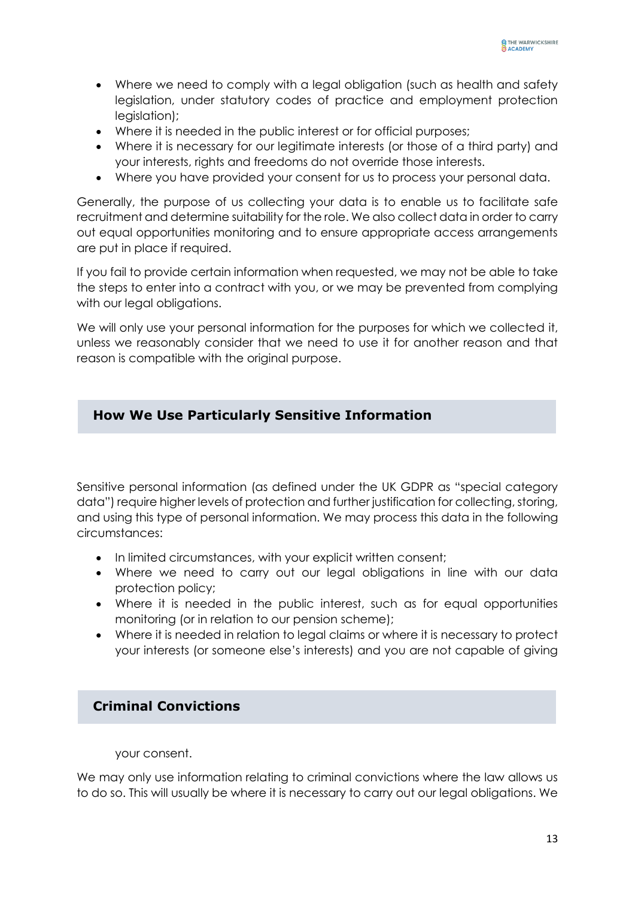- Where we need to comply with a legal obligation (such as health and safety legislation, under statutory codes of practice and employment protection legislation);
- Where it is needed in the public interest or for official purposes;
- Where it is necessary for our legitimate interests (or those of a third party) and your interests, rights and freedoms do not override those interests.
- Where you have provided your consent for us to process your personal data.

Generally, the purpose of us collecting your data is to enable us to facilitate safe recruitment and determine suitability for the role. We also collect data in order to carry out equal opportunities monitoring and to ensure appropriate access arrangements are put in place if required.

If you fail to provide certain information when requested, we may not be able to take the steps to enter into a contract with you, or we may be prevented from complying with our legal obligations.

We will only use your personal information for the purposes for which we collected it, unless we reasonably consider that we need to use it for another reason and that reason is compatible with the original purpose.

## How We Use Particularly Sensitive Information

Sensitive personal information (as defined under the UK GDPR as "special category data") require higher levels of protection and further justification for collecting, storing, and using this type of personal information. We may process this data in the following circumstances:

- In limited circumstances, with your explicit written consent;
- Where we need to carry out our legal obligations in line with our data protection policy;
- Where it is needed in the public interest, such as for equal opportunities monitoring (or in relation to our pension scheme);
- Where it is needed in relation to legal claims or where it is necessary to protect your interests (or someone else's interests) and you are not capable of giving your consent.

## Criminal Convictions

We may only use information relating to criminal convictions where the law allows us to do so. This will usually be where it is necessary to carry out our legal obligations. We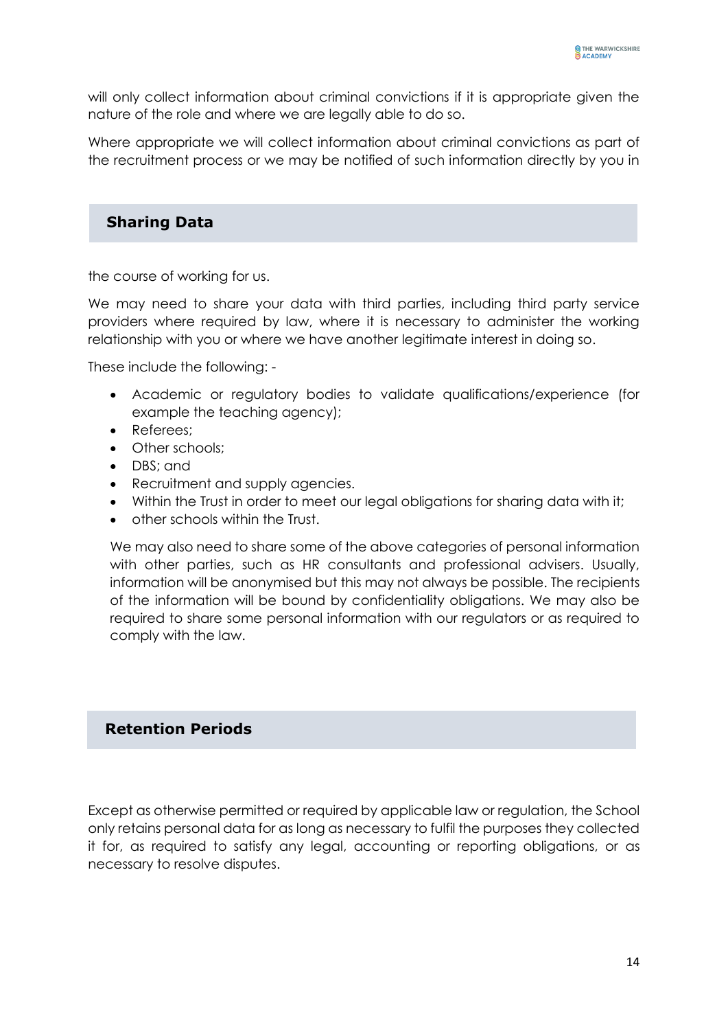will only collect information about criminal convictions if it is appropriate given the nature of the role and where we are legally able to do so.

Where appropriate we will collect information about criminal convictions as part of the recruitment process or we may be notified of such information directly by you in

## Sharing Data

the course of working for us.

We may need to share your data with third parties, including third party service providers where required by law, where it is necessary to administer the working relationship with you or where we have another legitimate interest in doing so.

These include the following: -

- Academic or regulatory bodies to validate qualifications/experience (for example the teaching agency);
- Referees;
- Other schools;
- DBS; and
- Recruitment and supply agencies.
- Within the Trust in order to meet our legal obligations for sharing data with it;
- other schools within the Trust.

We may also need to share some of the above categories of personal information with other parties, such as HR consultants and professional advisers. Usually, information will be anonymised but this may not always be possible. The recipients of the information will be bound by confidentiality obligations. We may also be required to share some personal information with our regulators or as required to comply with the law.

## Retention Periods

Except as otherwise permitted or required by applicable law or regulation, the School only retains personal data for as long as necessary to fulfil the purposes they collected it for, as required to satisfy any legal, accounting or reporting obligations, or as necessary to resolve disputes.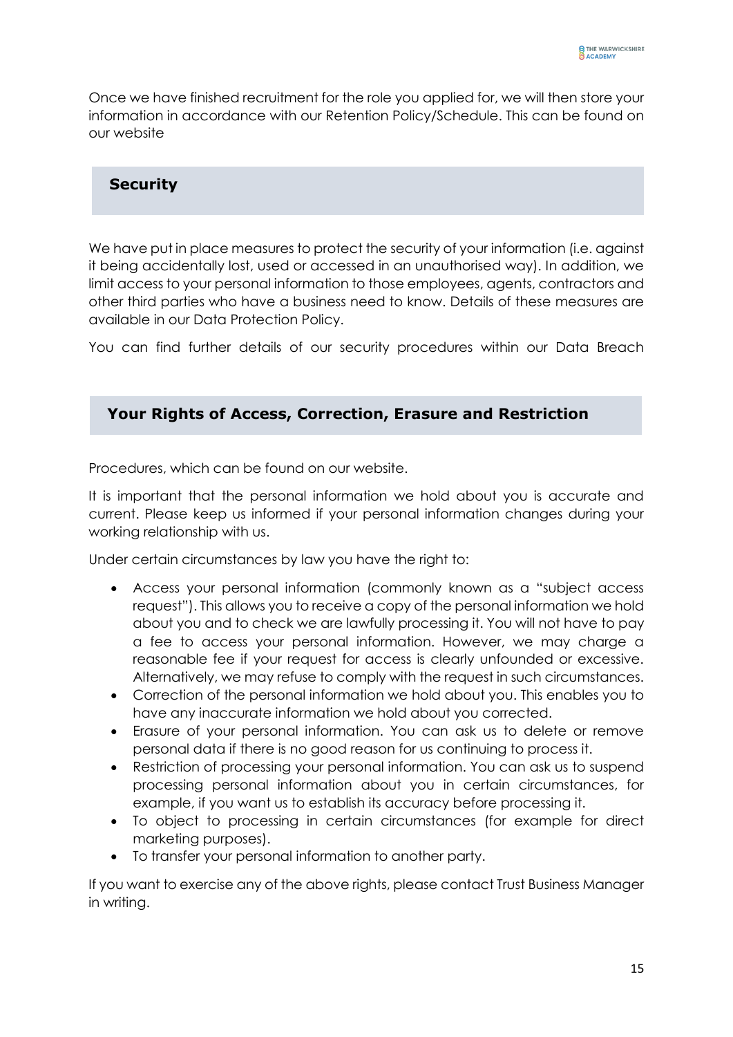Once we have finished recruitment for the role you applied for, we will then store your information in accordance with our Retention Policy/Schedule. This can be found on our website

## Security

We have put in place measures to protect the security of your information (i.e. against it being accidentally lost, used or accessed in an unauthorised way). In addition, we limit access to your personal information to those employees, agents, contractors and other third parties who have a business need to know. Details of these measures are available in our Data Protection Policy.

You can find further details of our security procedures within our Data Breach

## Your Rights of Access, Correction, Erasure and Restriction

Procedures, which can be found on our website.

It is important that the personal information we hold about you is accurate and current. Please keep us informed if your personal information changes during your working relationship with us.

Under certain circumstances by law you have the right to:

- Access your personal information (commonly known as a "subject access request"). This allows you to receive a copy of the personal information we hold about you and to check we are lawfully processing it. You will not have to pay a fee to access your personal information. However, we may charge a reasonable fee if your request for access is clearly unfounded or excessive. Alternatively, we may refuse to comply with the request in such circumstances.
- Correction of the personal information we hold about you. This enables you to have any inaccurate information we hold about you corrected.
- Erasure of your personal information. You can ask us to delete or remove personal data if there is no good reason for us continuing to process it.
- Restriction of processing your personal information. You can ask us to suspend processing personal information about you in certain circumstances, for example, if you want us to establish its accuracy before processing it.
- To object to processing in certain circumstances (for example for direct marketing purposes).
- To transfer your personal information to another party.

If you want to exercise any of the above rights, please contact Trust Business Manager in writing.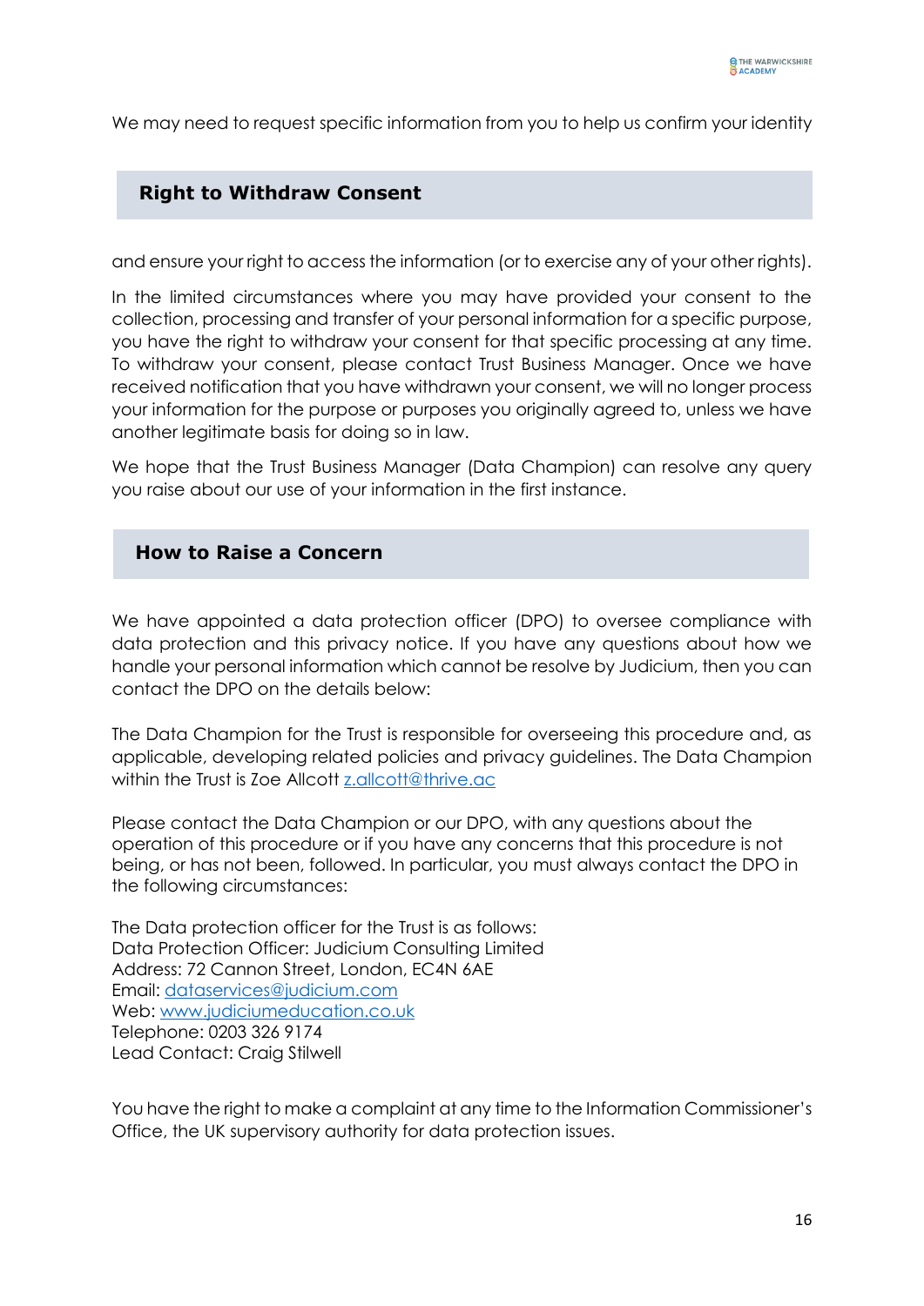We may need to request specific information from you to help us confirm your identity

## Right to Withdraw Consent

and ensure your right to access the information (or to exercise any of your other rights).

In the limited circumstances where you may have provided your consent to the collection, processing and transfer of your personal information for a specific purpose, you have the right to withdraw your consent for that specific processing at any time. To withdraw your consent, please contact Trust Business Manager. Once we have received notification that you have withdrawn your consent, we will no longer process your information for the purpose or purposes you originally agreed to, unless we have another legitimate basis for doing so in law.

We hope that the Trust Business Manager (Data Champion) can resolve any query you raise about our use of your information in the first instance.

## How to Raise a Concern

We have appointed a data protection officer (DPO) to oversee compliance with data protection and this privacy notice. If you have any questions about how we handle your personal information which cannot be resolve by Judicium, then you can contact the DPO on the details below:

The Data Champion for the Trust is responsible for overseeing this procedure and, as applicable, developing related policies and privacy guidelines. The Data Champion within the Trust is Zoe Allcott z.allcott@thrive.ac

Please contact the Data Champion or our DPO, with any questions about the operation of this procedure or if you have any concerns that this procedure is not being, or has not been, followed. In particular, you must always contact the DPO in the following circumstances:

The Data protection officer for the Trust is as follows:
Data Protection Officer: Judicium Consulting Limited
Address: 72 Cannon Street, London, EC4N 6AE
Email: dataservices@judicium.com
Web: www.judiciumeducation.co.uk
Telephone: 0203 326 9174
Lead Contact: Craig Stilwell

You have the right to make a complaint at any time to the Information Commissioner's Office, the UK supervisory authority for data protection issues.